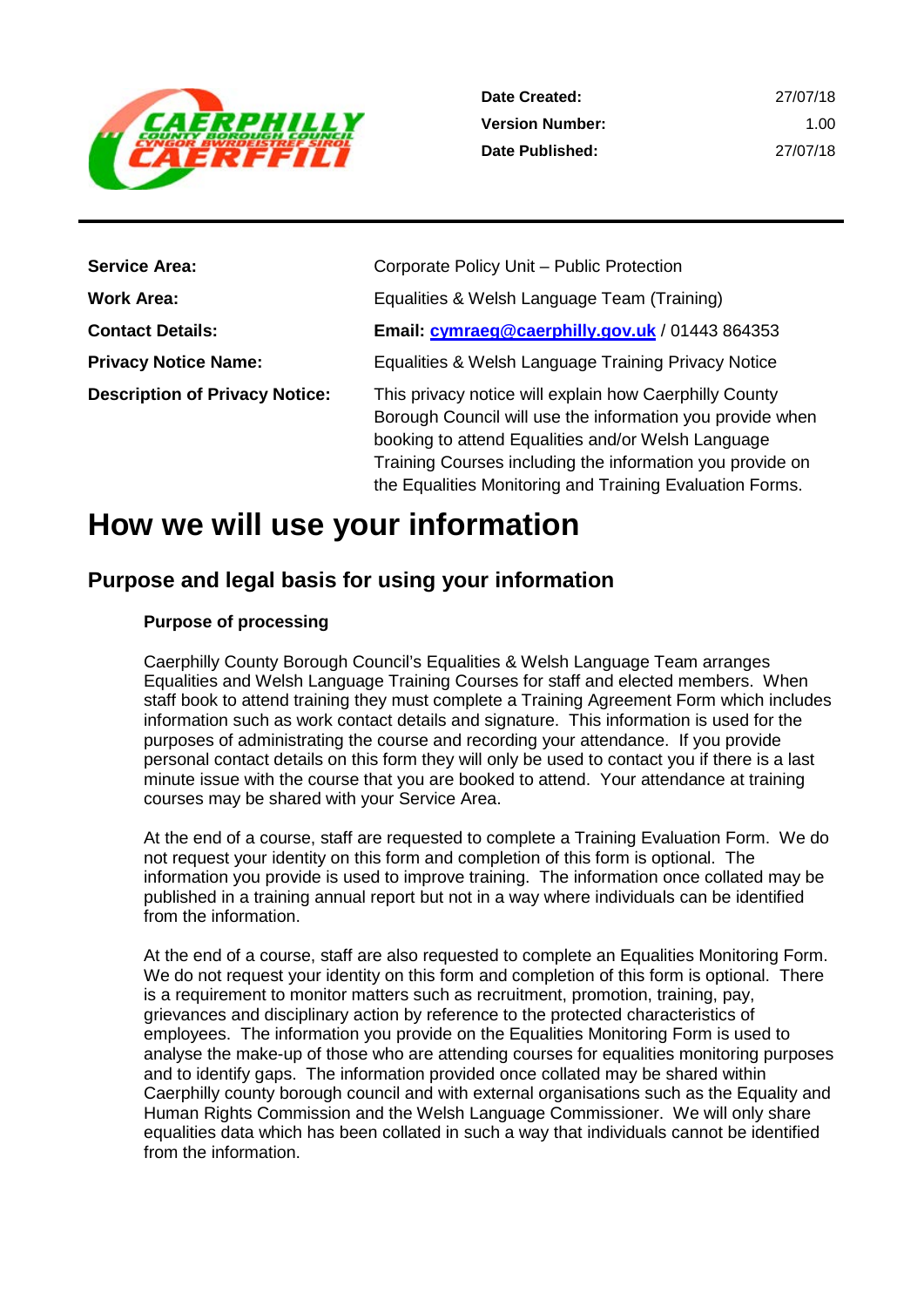| | |
|---|---|
| **Date Created:** | 27/07/18 |
| **Version Number:** | 1.00 |
| **Date Published:** | 27/07/18 |

| | |
|---|---|
| **Service Area:** | Corporate Policy Unit – Public Protection |
| **Work Area:** | Equalities & Welsh Language Team (Training) |
| **Contact Details:** | **Email: cymraeg@caerphilly.gov.uk** / 01443 864353 |
| **Privacy Notice Name:** | Equalities & Welsh Language Training Privacy Notice |
| **Description of Privacy Notice:** | This privacy notice will explain how Caerphilly County Borough Council will use the information you provide when booking to attend Equalities and/or Welsh Language Training Courses including the information you provide on the Equalities Monitoring and Training Evaluation Forms. |

# How we will use your information

## Purpose and legal basis for using your information

**Purpose of processing**

Caerphilly County Borough Council's Equalities & Welsh Language Team arranges Equalities and Welsh Language Training Courses for staff and elected members. When staff book to attend training they must complete a Training Agreement Form which includes information such as work contact details and signature. This information is used for the purposes of administrating the course and recording your attendance. If you provide personal contact details on this form they will only be used to contact you if there is a last minute issue with the course that you are booked to attend. Your attendance at training courses may be shared with your Service Area.

At the end of a course, staff are requested to complete a Training Evaluation Form. We do not request your identity on this form and completion of this form is optional. The information you provide is used to improve training. The information once collated may be published in a training annual report but not in a way where individuals can be identified from the information.

At the end of a course, staff are also requested to complete an Equalities Monitoring Form. We do not request your identity on this form and completion of this form is optional. There is a requirement to monitor matters such as recruitment, promotion, training, pay, grievances and disciplinary action by reference to the protected characteristics of employees. The information you provide on the Equalities Monitoring Form is used to analyse the make-up of those who are attending courses for equalities monitoring purposes and to identify gaps. The information provided once collated may be shared within Caerphilly county borough council and with external organisations such as the Equality and Human Rights Commission and the Welsh Language Commissioner. We will only share equalities data which has been collated in such a way that individuals cannot be identified from the information.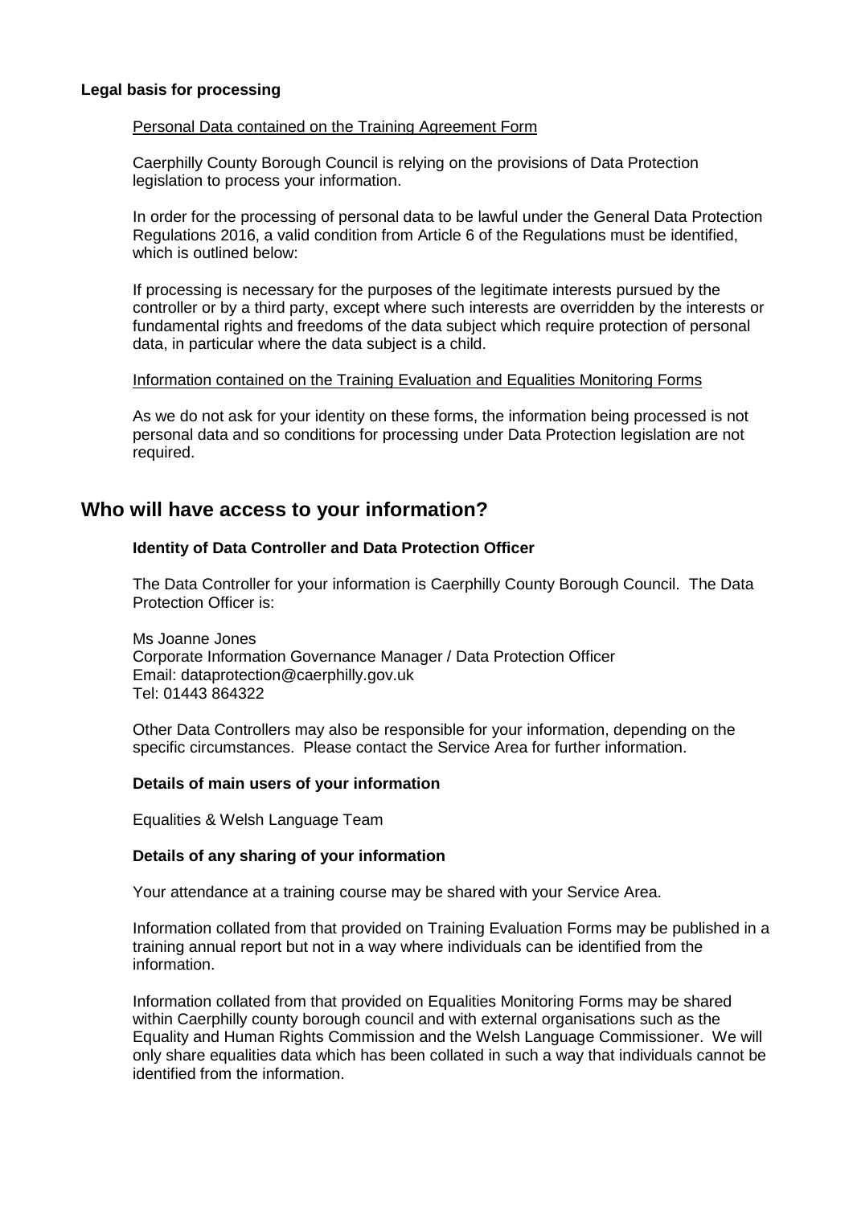**Legal basis for processing**

Personal Data contained on the Training Agreement Form

Caerphilly County Borough Council is relying on the provisions of Data Protection legislation to process your information.

In order for the processing of personal data to be lawful under the General Data Protection Regulations 2016, a valid condition from Article 6 of the Regulations must be identified, which is outlined below:

If processing is necessary for the purposes of the legitimate interests pursued by the controller or by a third party, except where such interests are overridden by the interests or fundamental rights and freedoms of the data subject which require protection of personal data, in particular where the data subject is a child.

Information contained on the Training Evaluation and Equalities Monitoring Forms

As we do not ask for your identity on these forms, the information being processed is not personal data and so conditions for processing under Data Protection legislation are not required.

## Who will have access to your information?

**Identity of Data Controller and Data Protection Officer**

The Data Controller for your information is Caerphilly County Borough Council. The Data Protection Officer is:

Ms Joanne Jones
Corporate Information Governance Manager / Data Protection Officer
Email: dataprotection@caerphilly.gov.uk
Tel: 01443 864322

Other Data Controllers may also be responsible for your information, depending on the specific circumstances. Please contact the Service Area for further information.

**Details of main users of your information**

Equalities & Welsh Language Team

**Details of any sharing of your information**

Your attendance at a training course may be shared with your Service Area.

Information collated from that provided on Training Evaluation Forms may be published in a training annual report but not in a way where individuals can be identified from the information.

Information collated from that provided on Equalities Monitoring Forms may be shared within Caerphilly county borough council and with external organisations such as the Equality and Human Rights Commission and the Welsh Language Commissioner. We will only share equalities data which has been collated in such a way that individuals cannot be identified from the information.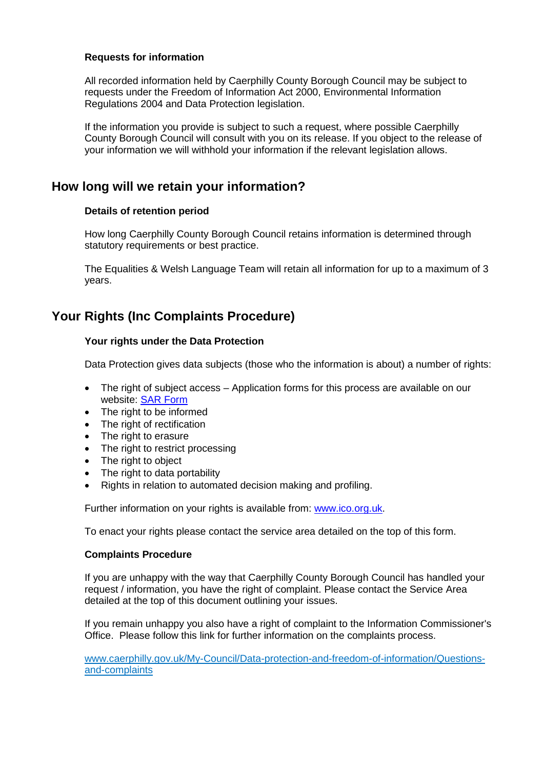### Requests for information

All recorded information held by Caerphilly County Borough Council may be subject to requests under the Freedom of Information Act 2000, Environmental Information Regulations 2004 and Data Protection legislation.

If the information you provide is subject to such a request, where possible Caerphilly County Borough Council will consult with you on its release. If you object to the release of your information we will withhold your information if the relevant legislation allows.

## How long will we retain your information?

### Details of retention period

How long Caerphilly County Borough Council retains information is determined through statutory requirements or best practice.

The Equalities & Welsh Language Team will retain all information for up to a maximum of 3 years.

## Your Rights (Inc Complaints Procedure)

### Your rights under the Data Protection

Data Protection gives data subjects (those who the information is about) a number of rights:

- The right of subject access – Application forms for this process are available on our website: SAR Form
- The right to be informed
- The right of rectification
- The right to erasure
- The right to restrict processing
- The right to object
- The right to data portability
- Rights in relation to automated decision making and profiling.

Further information on your rights is available from: www.ico.org.uk.

To enact your rights please contact the service area detailed on the top of this form.

### Complaints Procedure

If you are unhappy with the way that Caerphilly County Borough Council has handled your request / information, you have the right of complaint. Please contact the Service Area detailed at the top of this document outlining your issues.

If you remain unhappy you also have a right of complaint to the Information Commissioner's Office. Please follow this link for further information on the complaints process.

www.caerphilly.gov.uk/My-Council/Data-protection-and-freedom-of-information/Questions-and-complaints